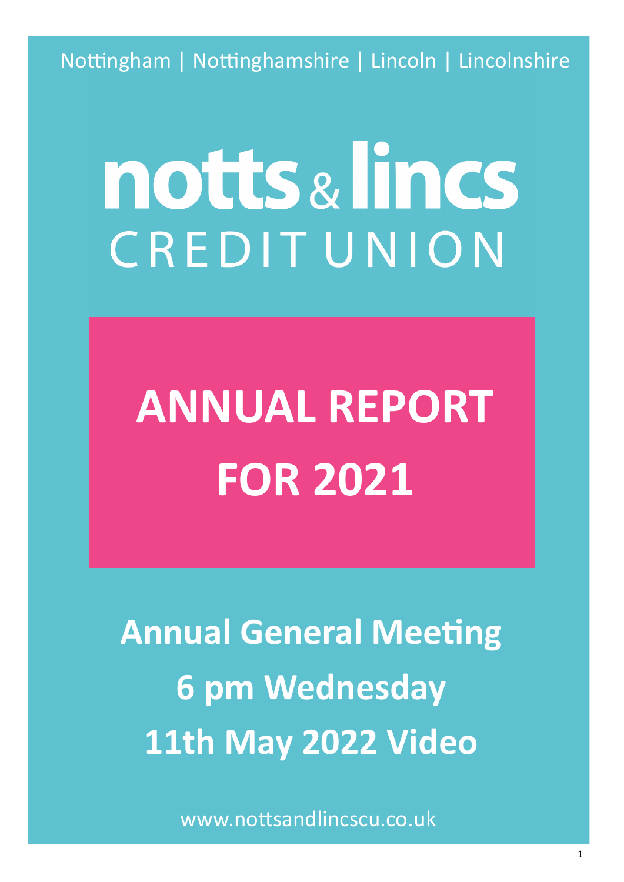Nottingham | Nottinghamshire | Lincoln | Lincolnshire

# notts & lincs CREDIT UNION

# ANNUAL REPORT FOR 2021

## Annual General Meeting 6 pm Wednesday 11th May 2022 Video

www.nottsandlincscu.co.uk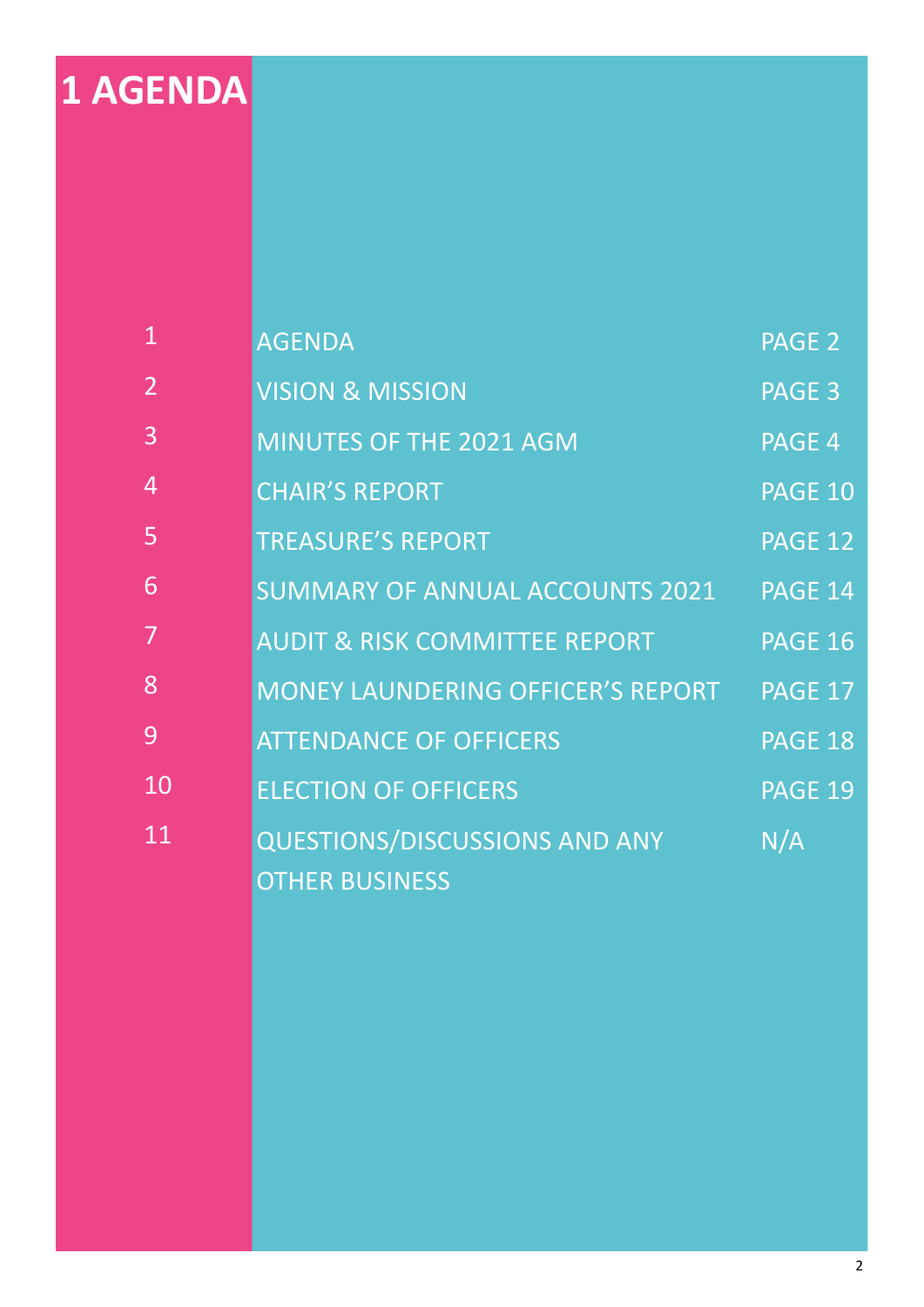# 1 AGENDA

| | | |
|---|---|---|
| 1 | AGENDA | PAGE 2 |
| 2 | VISION & MISSION | PAGE 3 |
| 3 | MINUTES OF THE 2021 AGM | PAGE 4 |
| 4 | CHAIR'S REPORT | PAGE 10 |
| 5 | TREASURE'S REPORT | PAGE 12 |
| 6 | SUMMARY OF ANNUAL ACCOUNTS 2021 | PAGE 14 |
| 7 | AUDIT & RISK COMMITTEE REPORT | PAGE 16 |
| 8 | MONEY LAUNDERING OFFICER'S REPORT | PAGE 17 |
| 9 | ATTENDANCE OF OFFICERS | PAGE 18 |
| 10 | ELECTION OF OFFICERS | PAGE 19 |
| 11 | QUESTIONS/DISCUSSIONS AND ANY OTHER BUSINESS | N/A |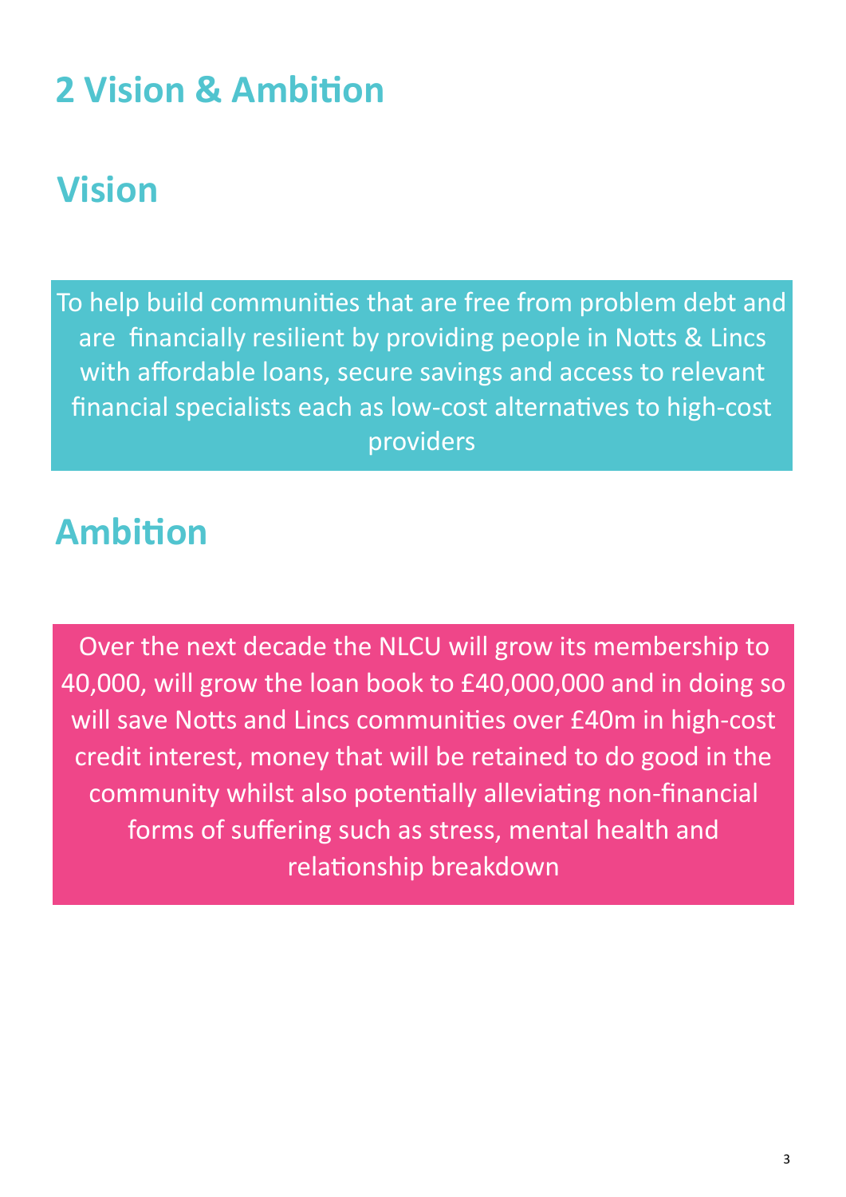# 2 Vision & Ambition

## Vision

To help build communities that are free from problem debt and are financially resilient by providing people in Notts & Lincs with affordable loans, secure savings and access to relevant financial specialists each as low-cost alternatives to high-cost providers

## Ambition

Over the next decade the NLCU will grow its membership to 40,000, will grow the loan book to £40,000,000 and in doing so will save Notts and Lincs communities over £40m in high-cost credit interest, money that will be retained to do good in the community whilst also potentially alleviating non-financial forms of suffering such as stress, mental health and relationship breakdown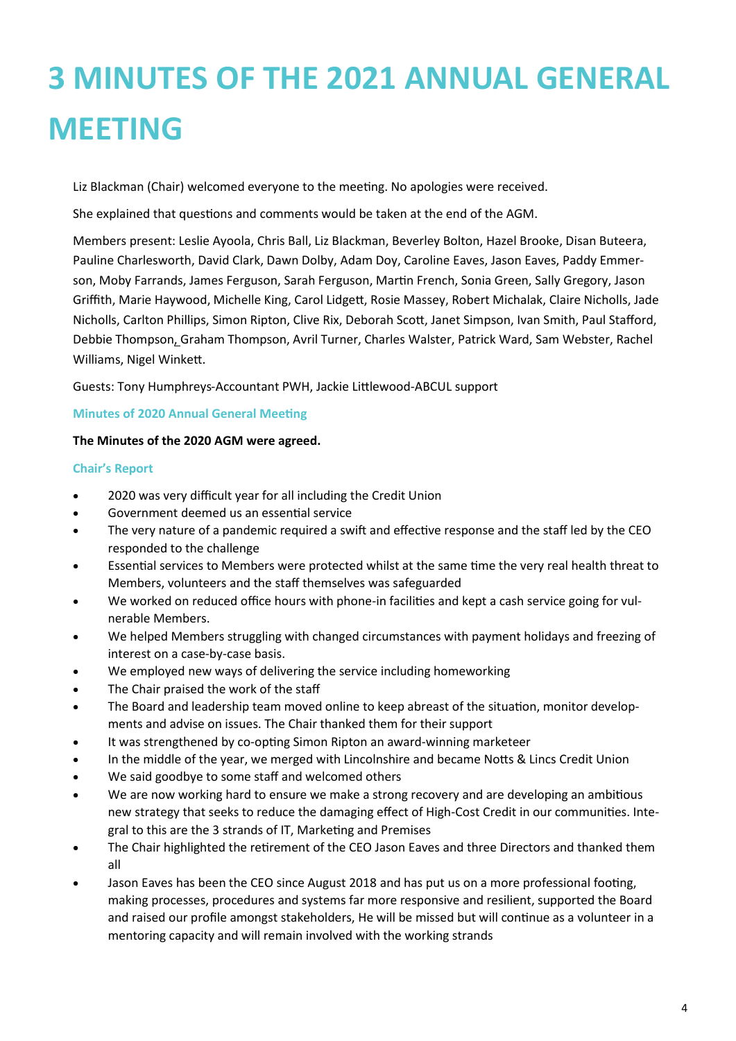# 3 MINUTES OF THE 2021 ANNUAL GENERAL MEETING

Liz Blackman (Chair) welcomed everyone to the meeting. No apologies were received.

She explained that questions and comments would be taken at the end of the AGM.

Members present: Leslie Ayoola, Chris Ball, Liz Blackman, Beverley Bolton, Hazel Brooke, Disan Buteera, Pauline Charlesworth, David Clark, Dawn Dolby, Adam Doy, Caroline Eaves, Jason Eaves, Paddy Emmerson, Moby Farrands, James Ferguson, Sarah Ferguson, Martin French, Sonia Green, Sally Gregory, Jason Griffith, Marie Haywood, Michelle King, Carol Lidgett, Rosie Massey, Robert Michalak, Claire Nicholls, Jade Nicholls, Carlton Phillips, Simon Ripton, Clive Rix, Deborah Scott, Janet Simpson, Ivan Smith, Paul Stafford, Debbie Thompson, Graham Thompson, Avril Turner, Charles Walster, Patrick Ward, Sam Webster, Rachel Williams, Nigel Winkett.

Guests: Tony Humphreys-Accountant PWH, Jackie Littlewood-ABCUL support

### Minutes of 2020 Annual General Meeting

**The Minutes of the 2020 AGM were agreed.**

### Chair's Report

- 2020 was very difficult year for all including the Credit Union
- Government deemed us an essential service
- The very nature of a pandemic required a swift and effective response and the staff led by the CEO responded to the challenge
- Essential services to Members were protected whilst at the same time the very real health threat to Members, volunteers and the staff themselves was safeguarded
- We worked on reduced office hours with phone-in facilities and kept a cash service going for vulnerable Members.
- We helped Members struggling with changed circumstances with payment holidays and freezing of interest on a case-by-case basis.
- We employed new ways of delivering the service including homeworking
- The Chair praised the work of the staff
- The Board and leadership team moved online to keep abreast of the situation, monitor developments and advise on issues. The Chair thanked them for their support
- It was strengthened by co-opting Simon Ripton an award-winning marketeer
- In the middle of the year, we merged with Lincolnshire and became Notts & Lincs Credit Union
- We said goodbye to some staff and welcomed others
- We are now working hard to ensure we make a strong recovery and are developing an ambitious new strategy that seeks to reduce the damaging effect of High-Cost Credit in our communities. Integral to this are the 3 strands of IT, Marketing and Premises
- The Chair highlighted the retirement of the CEO Jason Eaves and three Directors and thanked them all
- Jason Eaves has been the CEO since August 2018 and has put us on a more professional footing, making processes, procedures and systems far more responsive and resilient, supported the Board and raised our profile amongst stakeholders, He will be missed but will continue as a volunteer in a mentoring capacity and will remain involved with the working strands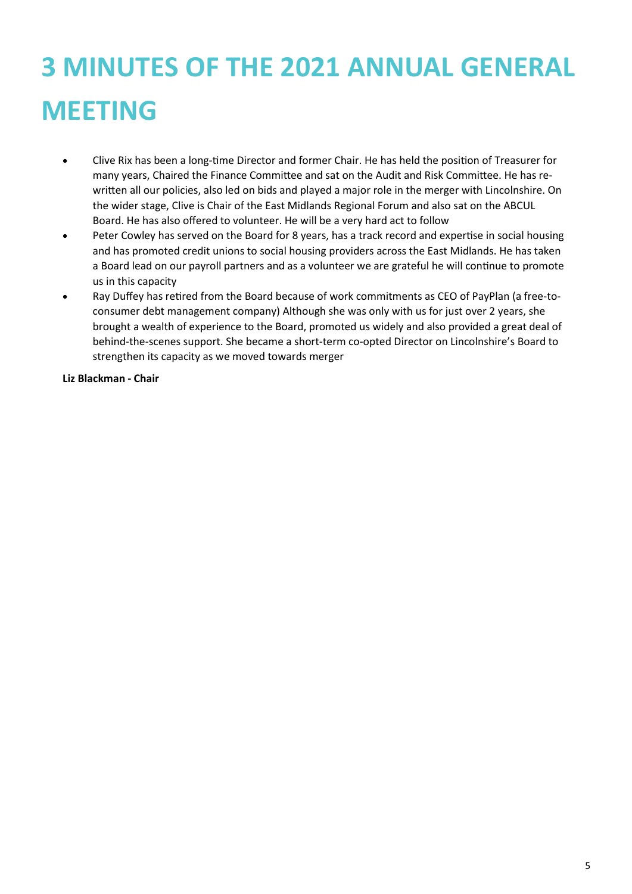# 3 MINUTES OF THE 2021 ANNUAL GENERAL MEETING

- Clive Rix has been a long-time Director and former Chair. He has held the position of Treasurer for many years, Chaired the Finance Committee and sat on the Audit and Risk Committee. He has re-written all our policies, also led on bids and played a major role in the merger with Lincolnshire. On the wider stage, Clive is Chair of the East Midlands Regional Forum and also sat on the ABCUL Board. He has also offered to volunteer. He will be a very hard act to follow
- Peter Cowley has served on the Board for 8 years, has a track record and expertise in social housing and has promoted credit unions to social housing providers across the East Midlands. He has taken a Board lead on our payroll partners and as a volunteer we are grateful he will continue to promote us in this capacity
- Ray Duffey has retired from the Board because of work commitments as CEO of PayPlan (a free-to-consumer debt management company) Although she was only with us for just over 2 years, she brought a wealth of experience to the Board, promoted us widely and also provided a great deal of behind-the-scenes support. She became a short-term co-opted Director on Lincolnshire's Board to strengthen its capacity as we moved towards merger

**Liz Blackman - Chair**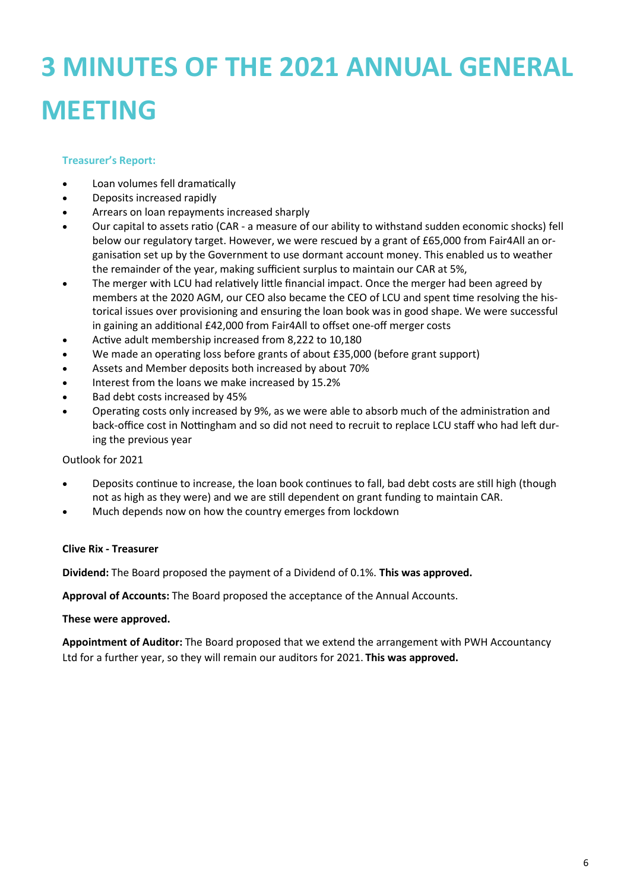# 3 MINUTES OF THE 2021 ANNUAL GENERAL MEETING

### Treasurer's Report:

- Loan volumes fell dramatically
- Deposits increased rapidly
- Arrears on loan repayments increased sharply
- Our capital to assets ratio (CAR - a measure of our ability to withstand sudden economic shocks) fell below our regulatory target. However, we were rescued by a grant of £65,000 from Fair4All an organisation set up by the Government to use dormant account money. This enabled us to weather the remainder of the year, making sufficient surplus to maintain our CAR at 5%,
- The merger with LCU had relatively little financial impact. Once the merger had been agreed by members at the 2020 AGM, our CEO also became the CEO of LCU and spent time resolving the historical issues over provisioning and ensuring the loan book was in good shape. We were successful in gaining an additional £42,000 from Fair4All to offset one-off merger costs
- Active adult membership increased from 8,222 to 10,180
- We made an operating loss before grants of about £35,000 (before grant support)
- Assets and Member deposits both increased by about 70%
- Interest from the loans we make increased by 15.2%
- Bad debt costs increased by 45%
- Operating costs only increased by 9%, as we were able to absorb much of the administration and back-office cost in Nottingham and so did not need to recruit to replace LCU staff who had left during the previous year

Outlook for 2021

- Deposits continue to increase, the loan book continues to fall, bad debt costs are still high (though not as high as they were) and we are still dependent on grant funding to maintain CAR.
- Much depends now on how the country emerges from lockdown

**Clive Rix - Treasurer**

**Dividend:** The Board proposed the payment of a Dividend of 0.1%. **This was approved.**

**Approval of Accounts:** The Board proposed the acceptance of the Annual Accounts.

**These were approved.**

**Appointment of Auditor:** The Board proposed that we extend the arrangement with PWH Accountancy Ltd for a further year, so they will remain our auditors for 2021. **This was approved.**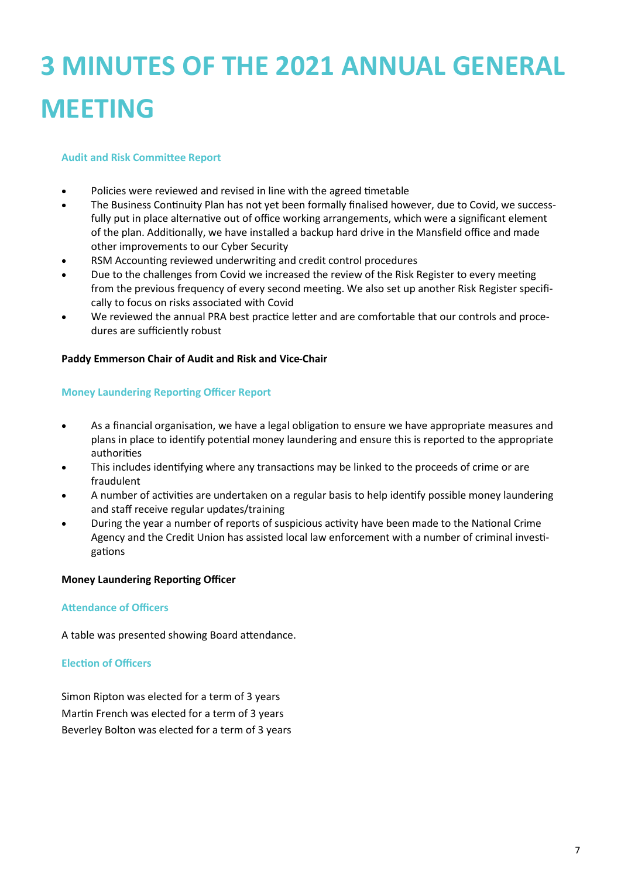# 3 MINUTES OF THE 2021 ANNUAL GENERAL MEETING

### Audit and Risk Committee Report

- Policies were reviewed and revised in line with the agreed timetable
- The Business Continuity Plan has not yet been formally finalised however, due to Covid, we successfully put in place alternative out of office working arrangements, which were a significant element of the plan. Additionally, we have installed a backup hard drive in the Mansfield office and made other improvements to our Cyber Security
- RSM Accounting reviewed underwriting and credit control procedures
- Due to the challenges from Covid we increased the review of the Risk Register to every meeting from the previous frequency of every second meeting. We also set up another Risk Register specifically to focus on risks associated with Covid
- We reviewed the annual PRA best practice letter and are comfortable that our controls and procedures are sufficiently robust

**Paddy Emmerson Chair of Audit and Risk and Vice-Chair**

### Money Laundering Reporting Officer Report

- As a financial organisation, we have a legal obligation to ensure we have appropriate measures and plans in place to identify potential money laundering and ensure this is reported to the appropriate authorities
- This includes identifying where any transactions may be linked to the proceeds of crime or are fraudulent
- A number of activities are undertaken on a regular basis to help identify possible money laundering and staff receive regular updates/training
- During the year a number of reports of suspicious activity have been made to the National Crime Agency and the Credit Union has assisted local law enforcement with a number of criminal investigations

**Money Laundering Reporting Officer**

### Attendance of Officers

A table was presented showing Board attendance.

### Election of Officers

Simon Ripton was elected for a term of 3 years
Martin French was elected for a term of 3 years
Beverley Bolton was elected for a term of 3 years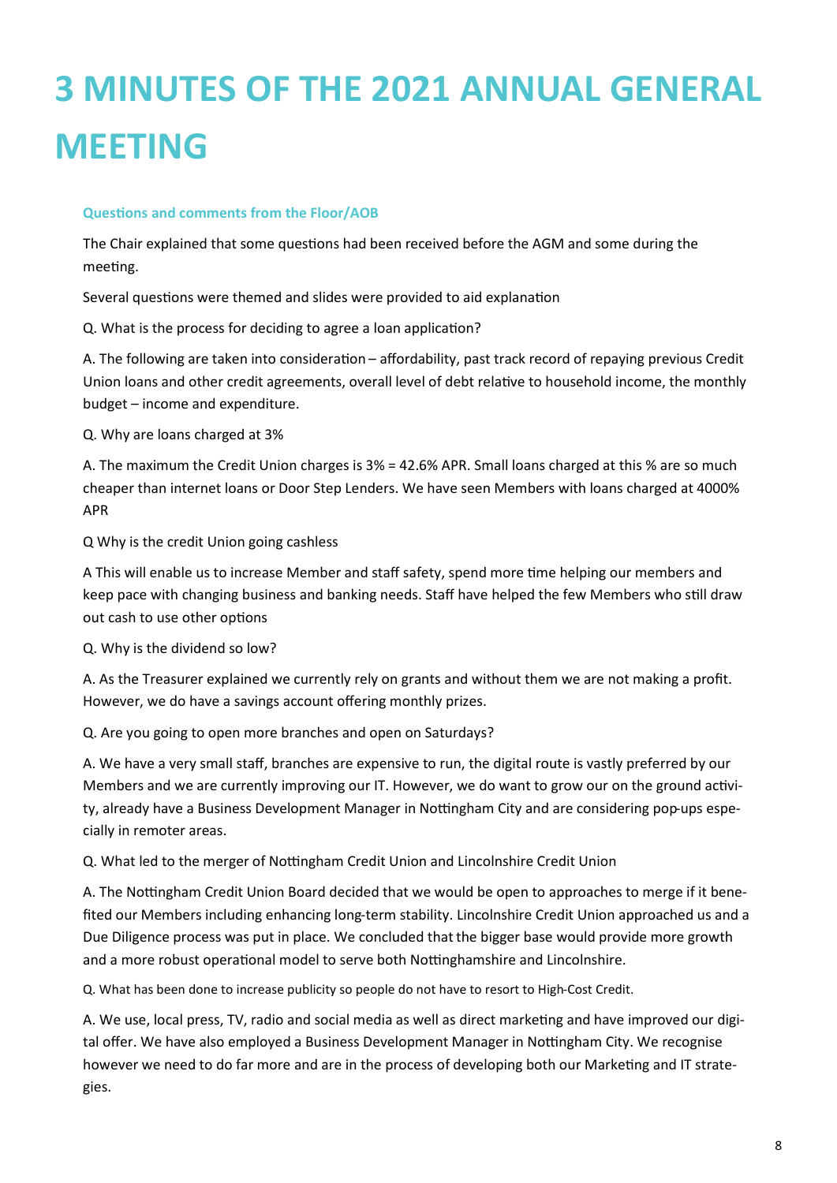# 3 MINUTES OF THE 2021 ANNUAL GENERAL MEETING

### Questions and comments from the Floor/AOB

The Chair explained that some questions had been received before the AGM and some during the meeting.

Several questions were themed and slides were provided to aid explanation

Q. What is the process for deciding to agree a loan application?

A. The following are taken into consideration – affordability, past track record of repaying previous Credit Union loans and other credit agreements, overall level of debt relative to household income, the monthly budget – income and expenditure.

Q. Why are loans charged at 3%

A. The maximum the Credit Union charges is 3% = 42.6% APR. Small loans charged at this % are so much cheaper than internet loans or Door Step Lenders. We have seen Members with loans charged at 4000% APR

Q Why is the credit Union going cashless

A This will enable us to increase Member and staff safety, spend more time helping our members and keep pace with changing business and banking needs. Staff have helped the few Members who still draw out cash to use other options

Q. Why is the dividend so low?

A. As the Treasurer explained we currently rely on grants and without them we are not making a profit. However, we do have a savings account offering monthly prizes.

Q. Are you going to open more branches and open on Saturdays?

A. We have a very small staff, branches are expensive to run, the digital route is vastly preferred by our Members and we are currently improving our IT. However, we do want to grow our on the ground activity, already have a Business Development Manager in Nottingham City and are considering pop-ups especially in remoter areas.

Q. What led to the merger of Nottingham Credit Union and Lincolnshire Credit Union

A. The Nottingham Credit Union Board decided that we would be open to approaches to merge if it benefited our Members including enhancing long-term stability. Lincolnshire Credit Union approached us and a Due Diligence process was put in place. We concluded that the bigger base would provide more growth and a more robust operational model to serve both Nottinghamshire and Lincolnshire.

Q. What has been done to increase publicity so people do not have to resort to High-Cost Credit.

A. We use, local press, TV, radio and social media as well as direct marketing and have improved our digital offer. We have also employed a Business Development Manager in Nottingham City. We recognise however we need to do far more and are in the process of developing both our Marketing and IT strategies.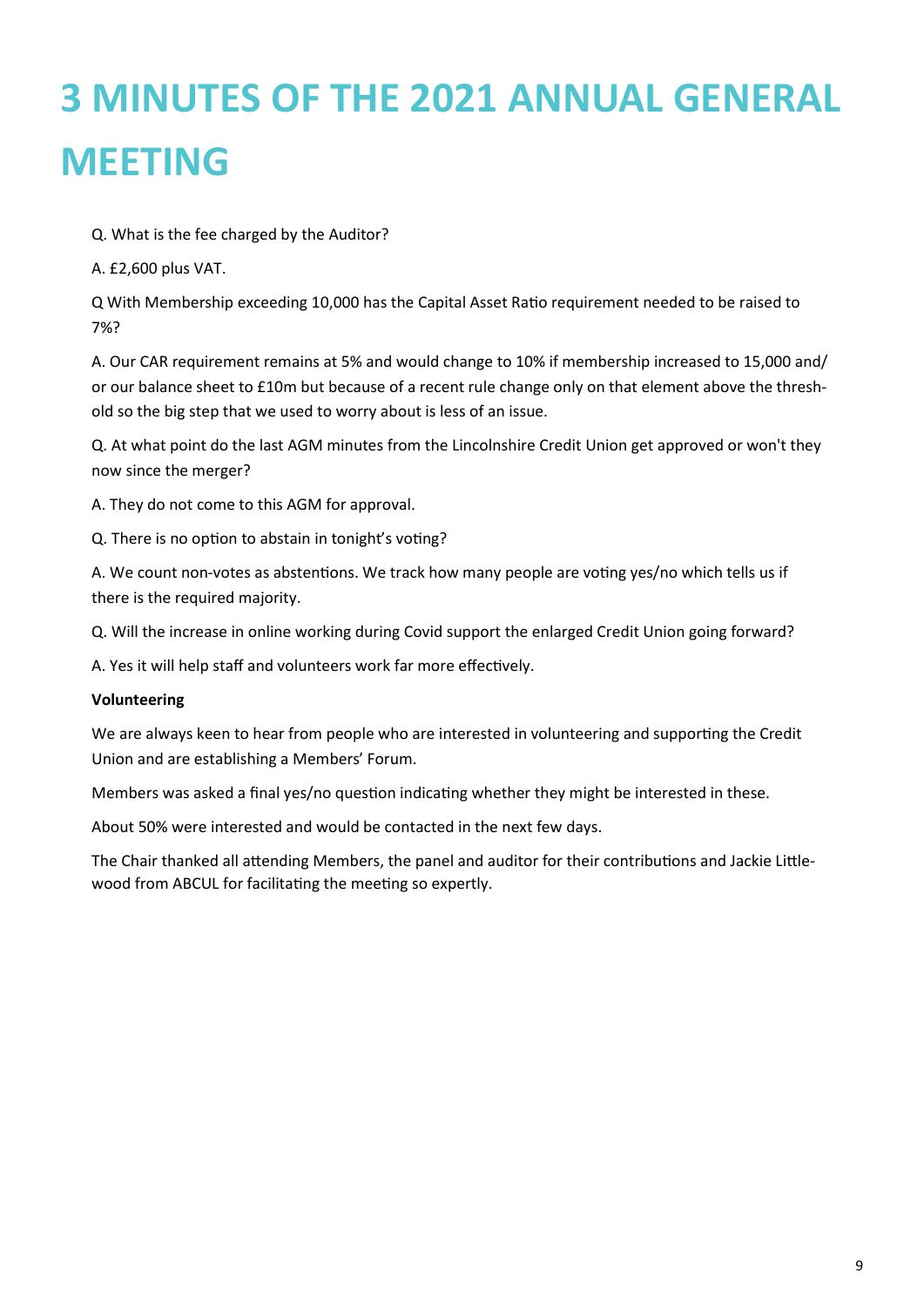# 3 MINUTES OF THE 2021 ANNUAL GENERAL MEETING

Q. What is the fee charged by the Auditor?

A. £2,600 plus VAT.

Q With Membership exceeding 10,000 has the Capital Asset Ratio requirement needed to be raised to 7%?

A. Our CAR requirement remains at 5% and would change to 10% if membership increased to 15,000 and/or our balance sheet to £10m but because of a recent rule change only on that element above the threshold so the big step that we used to worry about is less of an issue.

Q. At what point do the last AGM minutes from the Lincolnshire Credit Union get approved or won't they now since the merger?

A. They do not come to this AGM for approval.

Q. There is no option to abstain in tonight's voting?

A. We count non-votes as abstentions. We track how many people are voting yes/no which tells us if there is the required majority.

Q. Will the increase in online working during Covid support the enlarged Credit Union going forward?

A. Yes it will help staff and volunteers work far more effectively.

**Volunteering**

We are always keen to hear from people who are interested in volunteering and supporting the Credit Union and are establishing a Members' Forum.

Members was asked a final yes/no question indicating whether they might be interested in these.

About 50% were interested and would be contacted in the next few days.

The Chair thanked all attending Members, the panel and auditor for their contributions and Jackie Littlewood from ABCUL for facilitating the meeting so expertly.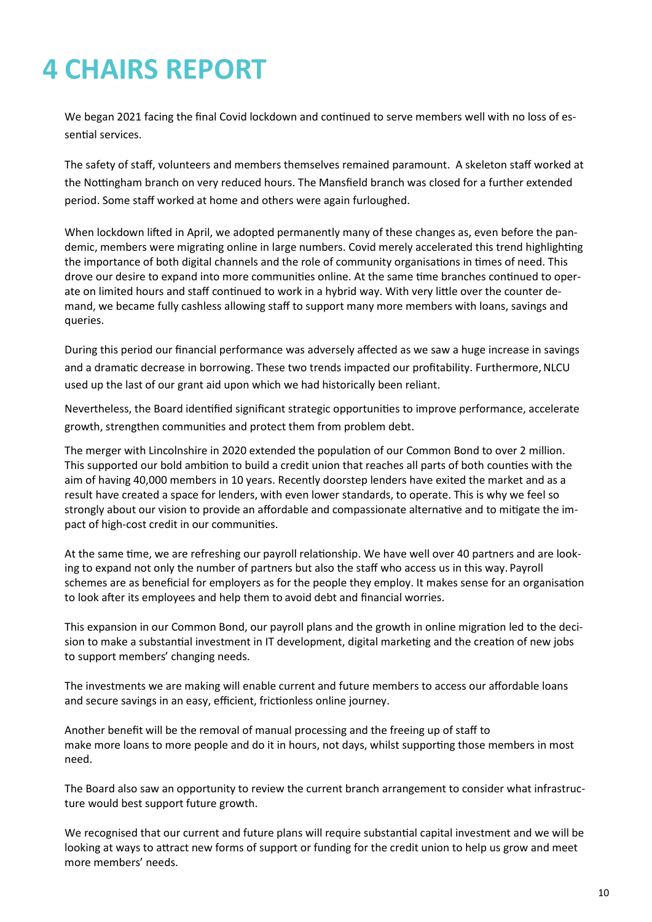# 4 CHAIRS REPORT

We began 2021 facing the final Covid lockdown and continued to serve members well with no loss of essential services.

The safety of staff, volunteers and members themselves remained paramount. A skeleton staff worked at the Nottingham branch on very reduced hours. The Mansfield branch was closed for a further extended period. Some staff worked at home and others were again furloughed.

When lockdown lifted in April, we adopted permanently many of these changes as, even before the pandemic, members were migrating online in large numbers. Covid merely accelerated this trend highlighting the importance of both digital channels and the role of community organisations in times of need. This drove our desire to expand into more communities online. At the same time branches continued to operate on limited hours and staff continued to work in a hybrid way. With very little over the counter demand, we became fully cashless allowing staff to support many more members with loans, savings and queries.

During this period our financial performance was adversely affected as we saw a huge increase in savings and a dramatic decrease in borrowing. These two trends impacted our profitability. Furthermore, NLCU used up the last of our grant aid upon which we had historically been reliant.

Nevertheless, the Board identified significant strategic opportunities to improve performance, accelerate growth, strengthen communities and protect them from problem debt.

The merger with Lincolnshire in 2020 extended the population of our Common Bond to over 2 million. This supported our bold ambition to build a credit union that reaches all parts of both counties with the aim of having 40,000 members in 10 years. Recently doorstep lenders have exited the market and as a result have created a space for lenders, with even lower standards, to operate. This is why we feel so strongly about our vision to provide an affordable and compassionate alternative and to mitigate the impact of high-cost credit in our communities.

At the same time, we are refreshing our payroll relationship. We have well over 40 partners and are looking to expand not only the number of partners but also the staff who access us in this way. Payroll schemes are as beneficial for employers as for the people they employ. It makes sense for an organisation to look after its employees and help them to avoid debt and financial worries.

This expansion in our Common Bond, our payroll plans and the growth in online migration led to the decision to make a substantial investment in IT development, digital marketing and the creation of new jobs to support members' changing needs.

The investments we are making will enable current and future members to access our affordable loans and secure savings in an easy, efficient, frictionless online journey.

Another benefit will be the removal of manual processing and the freeing up of staff to make more loans to more people and do it in hours, not days, whilst supporting those members in most need.

The Board also saw an opportunity to review the current branch arrangement to consider what infrastructure would best support future growth.

We recognised that our current and future plans will require substantial capital investment and we will be looking at ways to attract new forms of support or funding for the credit union to help us grow and meet more members' needs.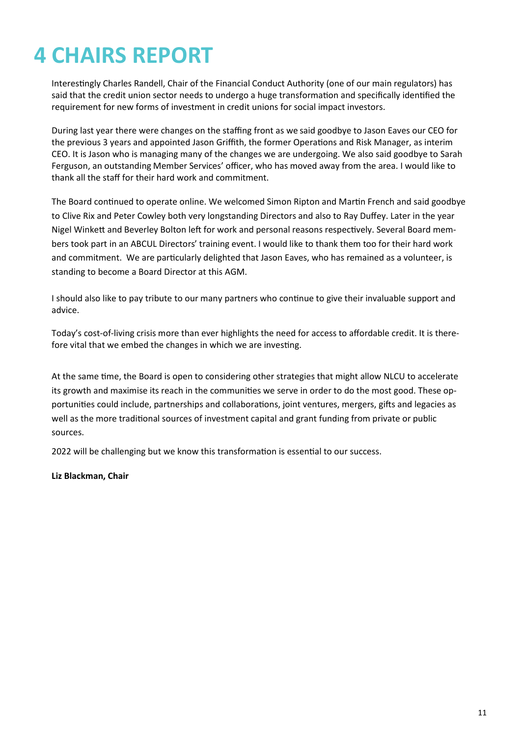# 4 CHAIRS REPORT

Interestingly Charles Randell, Chair of the Financial Conduct Authority (one of our main regulators) has said that the credit union sector needs to undergo a huge transformation and specifically identified the requirement for new forms of investment in credit unions for social impact investors.

During last year there were changes on the staffing front as we said goodbye to Jason Eaves our CEO for the previous 3 years and appointed Jason Griffith, the former Operations and Risk Manager, as interim CEO. It is Jason who is managing many of the changes we are undergoing. We also said goodbye to Sarah Ferguson, an outstanding Member Services' officer, who has moved away from the area. I would like to thank all the staff for their hard work and commitment.

The Board continued to operate online. We welcomed Simon Ripton and Martin French and said goodbye to Clive Rix and Peter Cowley both very longstanding Directors and also to Ray Duffey. Later in the year Nigel Winkett and Beverley Bolton left for work and personal reasons respectively. Several Board members took part in an ABCUL Directors' training event. I would like to thank them too for their hard work and commitment. We are particularly delighted that Jason Eaves, who has remained as a volunteer, is standing to become a Board Director at this AGM.

I should also like to pay tribute to our many partners who continue to give their invaluable support and advice.

Today's cost-of-living crisis more than ever highlights the need for access to affordable credit. It is therefore vital that we embed the changes in which we are investing.

At the same time, the Board is open to considering other strategies that might allow NLCU to accelerate its growth and maximise its reach in the communities we serve in order to do the most good. These opportunities could include, partnerships and collaborations, joint ventures, mergers, gifts and legacies as well as the more traditional sources of investment capital and grant funding from private or public sources.

2022 will be challenging but we know this transformation is essential to our success.

**Liz Blackman, Chair**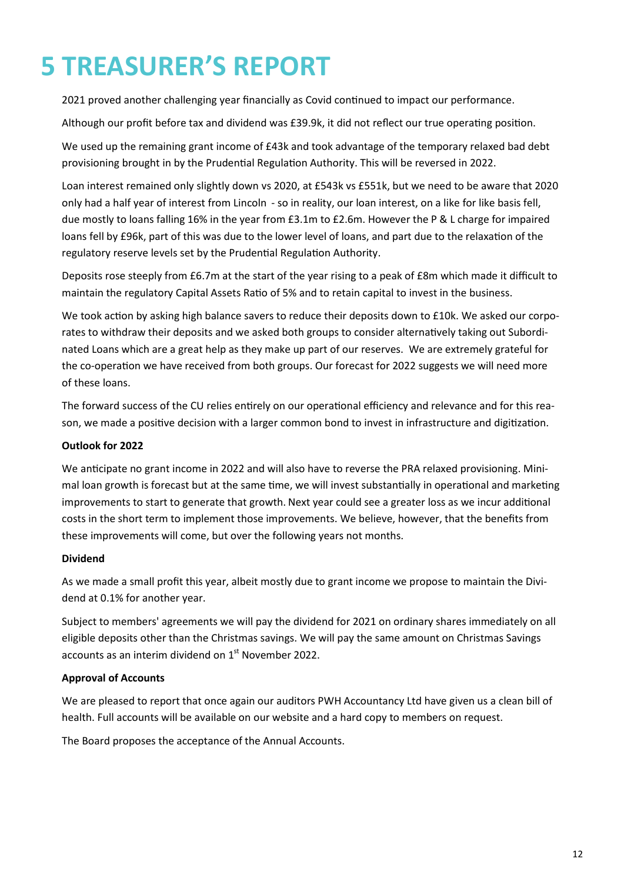# 5 TREASURER'S REPORT

2021 proved another challenging year financially as Covid continued to impact our performance.

Although our profit before tax and dividend was £39.9k, it did not reflect our true operating position.

We used up the remaining grant income of £43k and took advantage of the temporary relaxed bad debt provisioning brought in by the Prudential Regulation Authority. This will be reversed in 2022.

Loan interest remained only slightly down vs 2020, at £543k vs £551k, but we need to be aware that 2020 only had a half year of interest from Lincoln - so in reality, our loan interest, on a like for like basis fell, due mostly to loans falling 16% in the year from £3.1m to £2.6m. However the P & L charge for impaired loans fell by £96k, part of this was due to the lower level of loans, and part due to the relaxation of the regulatory reserve levels set by the Prudential Regulation Authority.

Deposits rose steeply from £6.7m at the start of the year rising to a peak of £8m which made it difficult to maintain the regulatory Capital Assets Ratio of 5% and to retain capital to invest in the business.

We took action by asking high balance savers to reduce their deposits down to £10k. We asked our corporates to withdraw their deposits and we asked both groups to consider alternatively taking out Subordinated Loans which are a great help as they make up part of our reserves. We are extremely grateful for the co-operation we have received from both groups. Our forecast for 2022 suggests we will need more of these loans.

The forward success of the CU relies entirely on our operational efficiency and relevance and for this reason, we made a positive decision with a larger common bond to invest in infrastructure and digitization.

**Outlook for 2022**

We anticipate no grant income in 2022 and will also have to reverse the PRA relaxed provisioning. Minimal loan growth is forecast but at the same time, we will invest substantially in operational and marketing improvements to start to generate that growth. Next year could see a greater loss as we incur additional costs in the short term to implement those improvements. We believe, however, that the benefits from these improvements will come, but over the following years not months.

**Dividend**

As we made a small profit this year, albeit mostly due to grant income we propose to maintain the Dividend at 0.1% for another year.

Subject to members' agreements we will pay the dividend for 2021 on ordinary shares immediately on all eligible deposits other than the Christmas savings. We will pay the same amount on Christmas Savings accounts as an interim dividend on 1st November 2022.

**Approval of Accounts**

We are pleased to report that once again our auditors PWH Accountancy Ltd have given us a clean bill of health. Full accounts will be available on our website and a hard copy to members on request.

The Board proposes the acceptance of the Annual Accounts.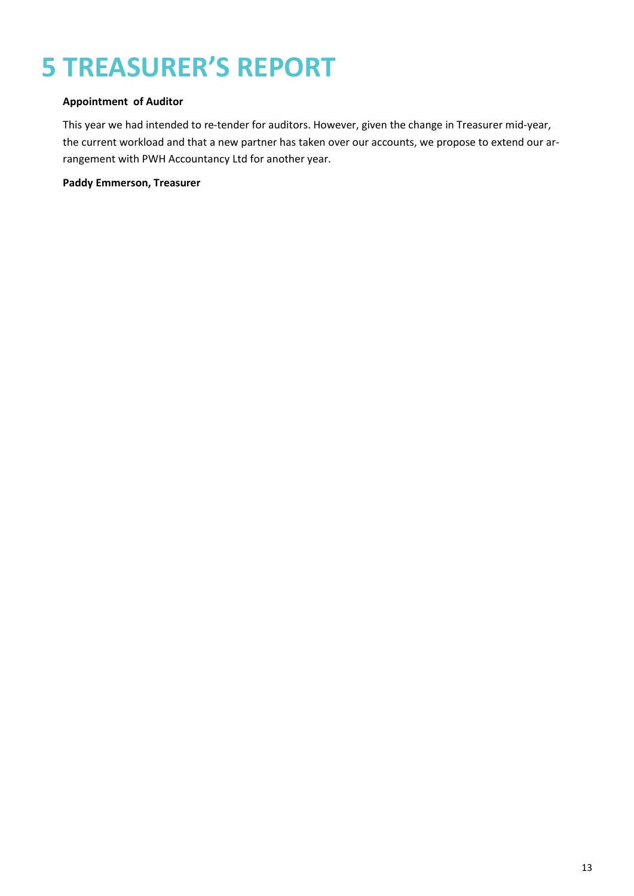# 5 TREASURER'S REPORT

**Appointment of Auditor**

This year we had intended to re-tender for auditors. However, given the change in Treasurer mid-year, the current workload and that a new partner has taken over our accounts, we propose to extend our arrangement with PWH Accountancy Ltd for another year.

**Paddy Emmerson, Treasurer**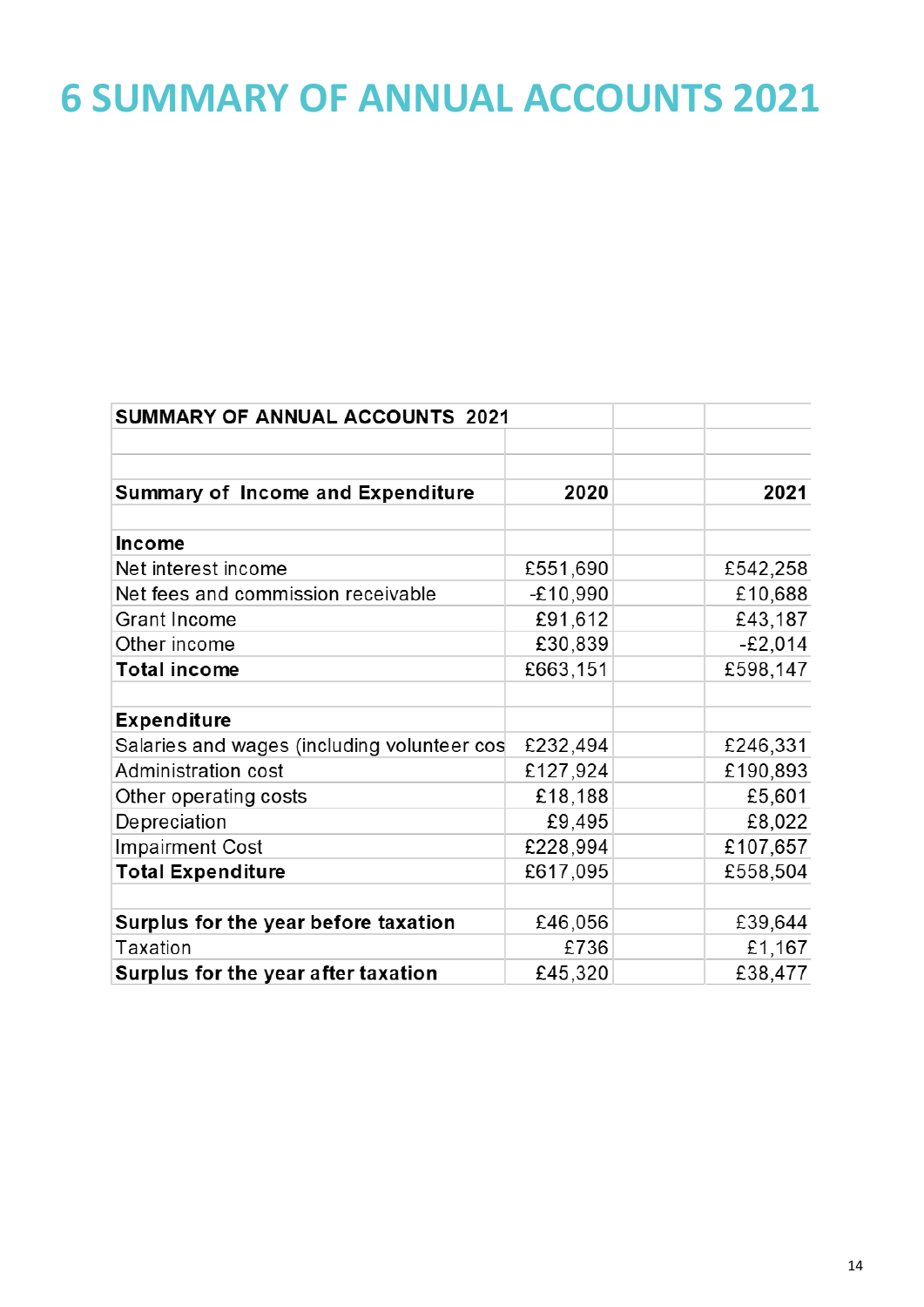# 6 SUMMARY OF ANNUAL ACCOUNTS 2021

| SUMMARY OF ANNUAL ACCOUNTS 2021 | | |
|---|---|---|
| | | |
| **Summary of Income and Expenditure** | **2020** | **2021** |
| | | |
| **Income** | | |
| Net interest income | £551,690 | £542,258 |
| Net fees and commission receivable | -£10,990 | £10,688 |
| Grant Income | £91,612 | £43,187 |
| Other income | £30,839 | -£2,014 |
| **Total income** | £663,151 | £598,147 |
| | | |
| **Expenditure** | | |
| Salaries and wages (including volunteer cos | £232,494 | £246,331 |
| Administration cost | £127,924 | £190,893 |
| Other operating costs | £18,188 | £5,601 |
| Depreciation | £9,495 | £8,022 |
| Impairment Cost | £228,994 | £107,657 |
| **Total Expenditure** | £617,095 | £558,504 |
| | | |
| **Surplus for the year before taxation** | £46,056 | £39,644 |
| Taxation | £736 | £1,167 |
| **Surplus for the year after taxation** | £45,320 | £38,477 |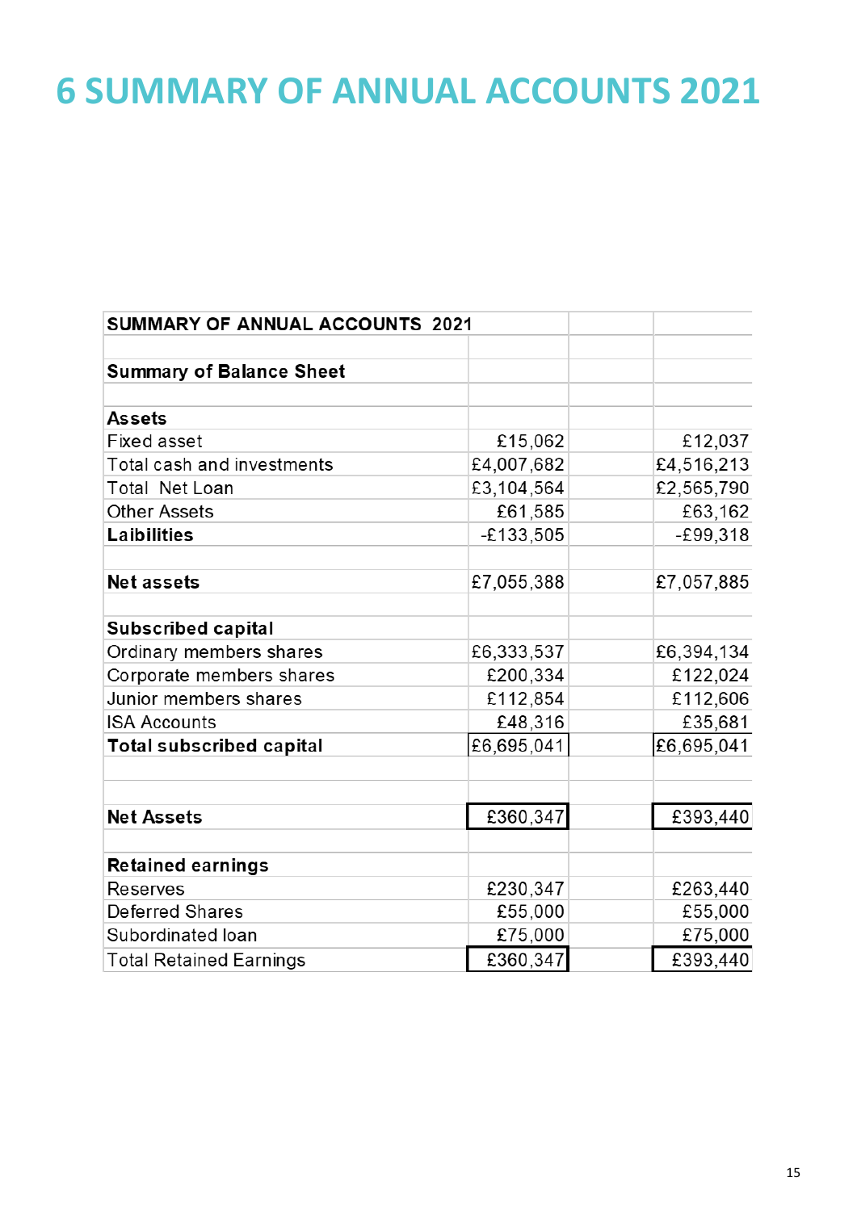# 6 SUMMARY OF ANNUAL ACCOUNTS 2021

| SUMMARY OF ANNUAL ACCOUNTS 2021 | | | |
|---|---|---|---|
| | | | |
| **Summary of Balance Sheet** | | | |
| | | | |
| **Assets** | | | |
| Fixed asset | £15,062 | | £12,037 |
| Total cash and investments | £4,007,682 | | £4,516,213 |
| Total Net Loan | £3,104,564 | | £2,565,790 |
| Other Assets | £61,585 | | £63,162 |
| **Laibilities** | -£133,505 | | -£99,318 |
| | | | |
| **Net assets** | £7,055,388 | | £7,057,885 |
| | | | |
| **Subscribed capital** | | | |
| Ordinary members shares | £6,333,537 | | £6,394,134 |
| Corporate members shares | £200,334 | | £122,024 |
| Junior members shares | £112,854 | | £112,606 |
| ISA Accounts | £48,316 | | £35,681 |
| **Total subscribed capital** | £6,695,041 | | £6,695,041 |
| | | | |
| | | | |
| **Net Assets** | £360,347 | | £393,440 |
| | | | |
| **Retained earnings** | | | |
| Reserves | £230,347 | | £263,440 |
| Deferred Shares | £55,000 | | £55,000 |
| Subordinated loan | £75,000 | | £75,000 |
| Total Retained Earnings | £360,347 | | £393,440 |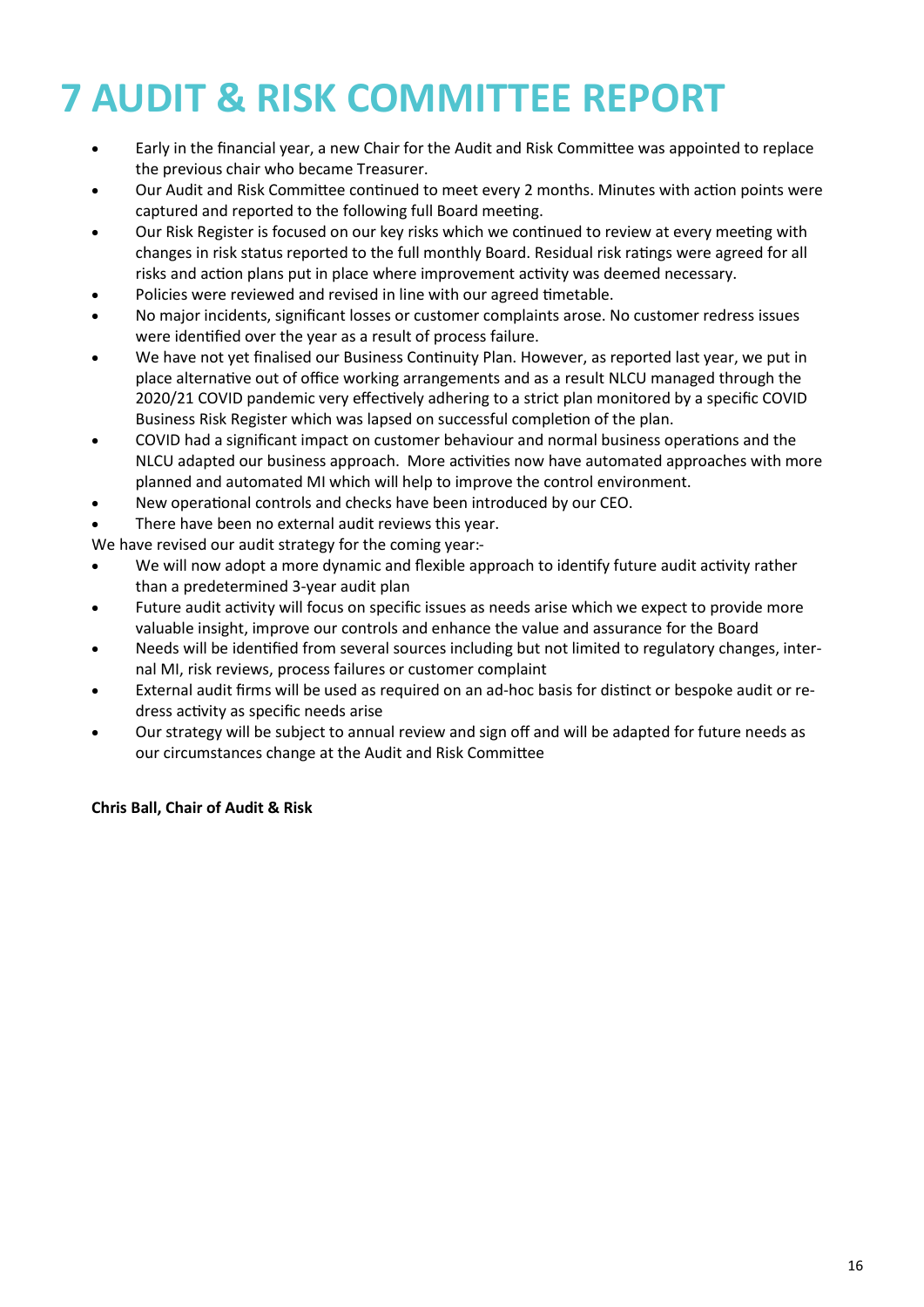# 7 AUDIT & RISK COMMITTEE REPORT

- Early in the financial year, a new Chair for the Audit and Risk Committee was appointed to replace the previous chair who became Treasurer.
- Our Audit and Risk Committee continued to meet every 2 months. Minutes with action points were captured and reported to the following full Board meeting.
- Our Risk Register is focused on our key risks which we continued to review at every meeting with changes in risk status reported to the full monthly Board. Residual risk ratings were agreed for all risks and action plans put in place where improvement activity was deemed necessary.
- Policies were reviewed and revised in line with our agreed timetable.
- No major incidents, significant losses or customer complaints arose. No customer redress issues were identified over the year as a result of process failure.
- We have not yet finalised our Business Continuity Plan. However, as reported last year, we put in place alternative out of office working arrangements and as a result NLCU managed through the 2020/21 COVID pandemic very effectively adhering to a strict plan monitored by a specific COVID Business Risk Register which was lapsed on successful completion of the plan.
- COVID had a significant impact on customer behaviour and normal business operations and the NLCU adapted our business approach. More activities now have automated approaches with more planned and automated MI which will help to improve the control environment.
- New operational controls and checks have been introduced by our CEO.
- There have been no external audit reviews this year.

We have revised our audit strategy for the coming year:-

- We will now adopt a more dynamic and flexible approach to identify future audit activity rather than a predetermined 3-year audit plan
- Future audit activity will focus on specific issues as needs arise which we expect to provide more valuable insight, improve our controls and enhance the value and assurance for the Board
- Needs will be identified from several sources including but not limited to regulatory changes, internal MI, risk reviews, process failures or customer complaint
- External audit firms will be used as required on an ad-hoc basis for distinct or bespoke audit or redress activity as specific needs arise
- Our strategy will be subject to annual review and sign off and will be adapted for future needs as our circumstances change at the Audit and Risk Committee

**Chris Ball, Chair of Audit & Risk**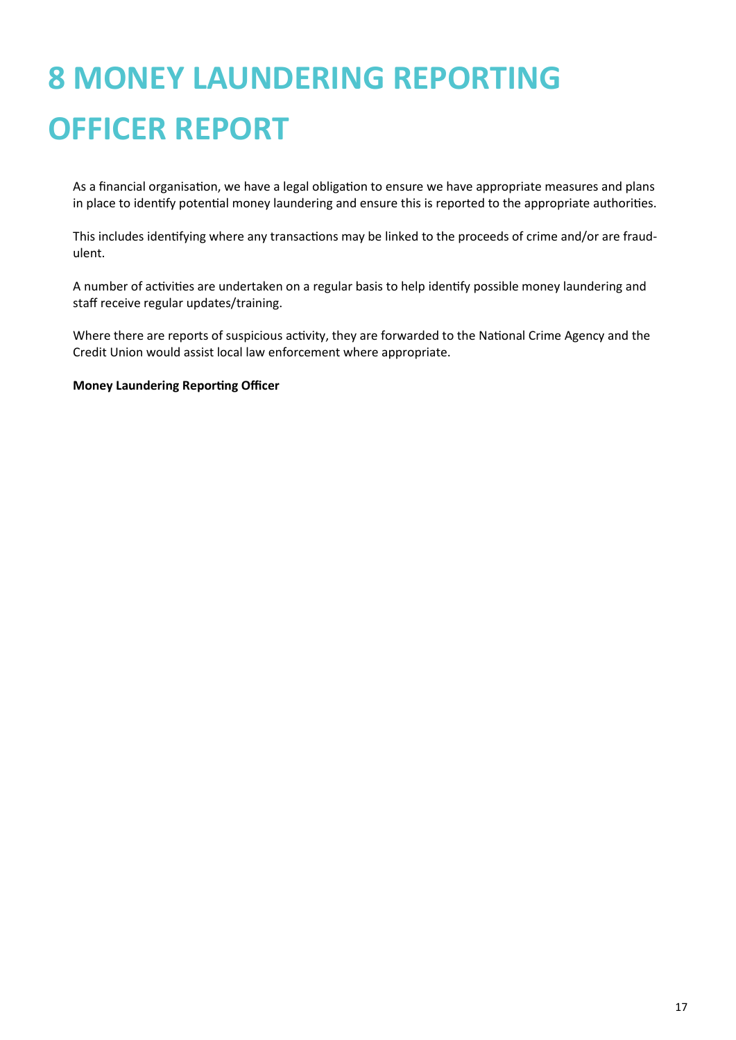# 8 MONEY LAUNDERING REPORTING OFFICER REPORT

As a financial organisation, we have a legal obligation to ensure we have appropriate measures and plans in place to identify potential money laundering and ensure this is reported to the appropriate authorities.

This includes identifying where any transactions may be linked to the proceeds of crime and/or are fraudulent.

A number of activities are undertaken on a regular basis to help identify possible money laundering and staff receive regular updates/training.

Where there are reports of suspicious activity, they are forwarded to the National Crime Agency and the Credit Union would assist local law enforcement where appropriate.

**Money Laundering Reporting Officer**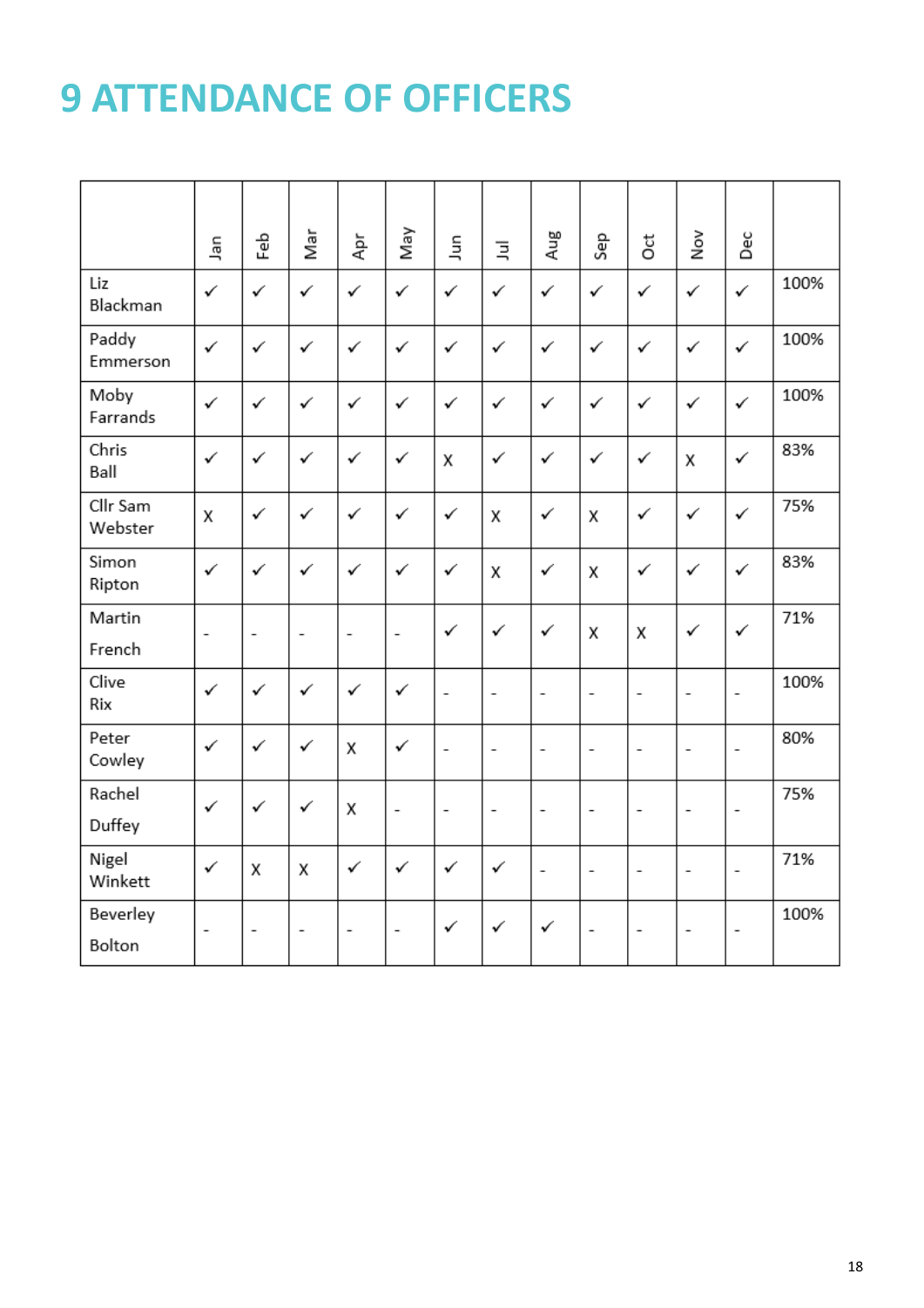# 9 ATTENDANCE OF OFFICERS

| | Jan | Feb | Mar | Apr | May | Jun | Jul | Aug | Sep | Oct | Nov | Dec | |
|---|---|---|---|---|---|---|---|---|---|---|---|---|---|
| Liz Blackman | ✓ | ✓ | ✓ | ✓ | ✓ | ✓ | ✓ | ✓ | ✓ | ✓ | ✓ | ✓ | 100% |
| Paddy Emmerson | ✓ | ✓ | ✓ | ✓ | ✓ | ✓ | ✓ | ✓ | ✓ | ✓ | ✓ | ✓ | 100% |
| Moby Farrands | ✓ | ✓ | ✓ | ✓ | ✓ | ✓ | ✓ | ✓ | ✓ | ✓ | ✓ | ✓ | 100% |
| Chris Ball | ✓ | ✓ | ✓ | ✓ | ✓ | X | ✓ | ✓ | ✓ | ✓ | X | ✓ | 83% |
| Cllr Sam Webster | X | ✓ | ✓ | ✓ | ✓ | ✓ | X | ✓ | X | ✓ | ✓ | ✓ | 75% |
| Simon Ripton | ✓ | ✓ | ✓ | ✓ | ✓ | ✓ | X | ✓ | X | ✓ | ✓ | ✓ | 83% |
| Martin French | - | - | - | - | - | ✓ | ✓ | ✓ | X | X | ✓ | ✓ | 71% |
| Clive Rix | ✓ | ✓ | ✓ | ✓ | ✓ | - | - | - | - | - | - | - | 100% |
| Peter Cowley | ✓ | ✓ | ✓ | X | ✓ | - | - | - | - | - | - | - | 80% |
| Rachel Duffey | ✓ | ✓ | ✓ | X | - | - | - | - | - | - | - | - | 75% |
| Nigel Winkett | ✓ | X | X | ✓ | ✓ | ✓ | ✓ | - | - | - | - | - | 71% |
| Beverley Bolton | - | - | - | - | - | ✓ | ✓ | ✓ | - | - | - | - | 100% |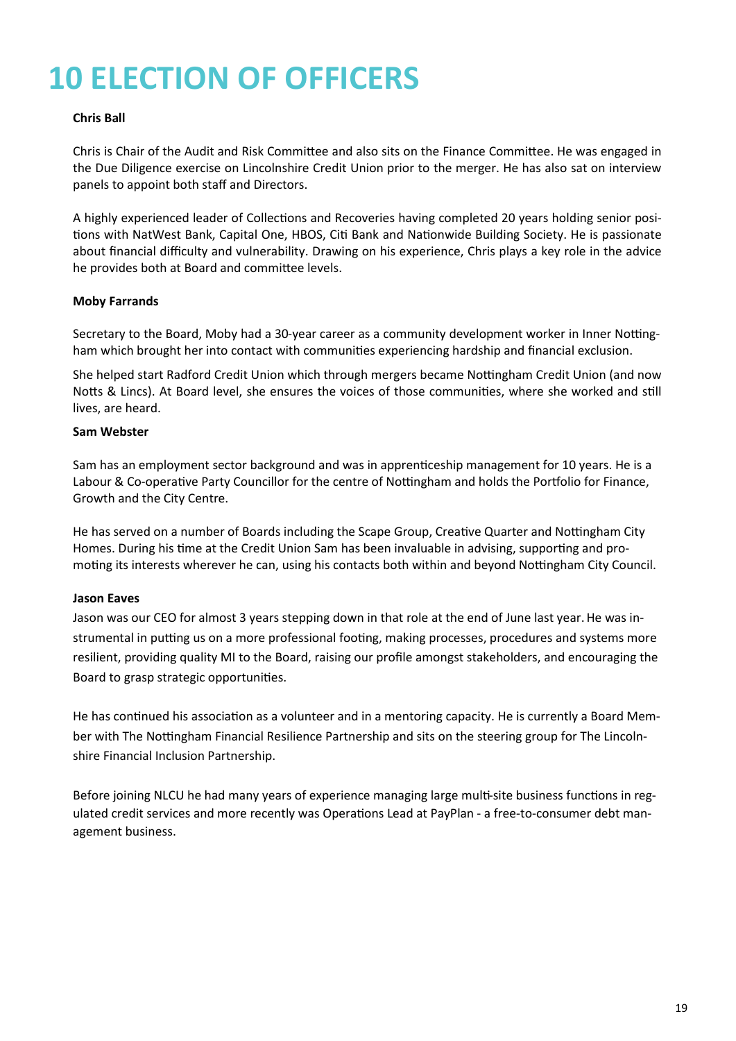# 10 ELECTION OF OFFICERS

**Chris Ball**

Chris is Chair of the Audit and Risk Committee and also sits on the Finance Committee. He was engaged in the Due Diligence exercise on Lincolnshire Credit Union prior to the merger. He has also sat on interview panels to appoint both staff and Directors.

A highly experienced leader of Collections and Recoveries having completed 20 years holding senior positions with NatWest Bank, Capital One, HBOS, Citi Bank and Nationwide Building Society. He is passionate about financial difficulty and vulnerability. Drawing on his experience, Chris plays a key role in the advice he provides both at Board and committee levels.

**Moby Farrands**

Secretary to the Board, Moby had a 30-year career as a community development worker in Inner Nottingham which brought her into contact with communities experiencing hardship and financial exclusion.

She helped start Radford Credit Union which through mergers became Nottingham Credit Union (and now Notts & Lincs). At Board level, she ensures the voices of those communities, where she worked and still lives, are heard.

**Sam Webster**

Sam has an employment sector background and was in apprenticeship management for 10 years. He is a Labour & Co-operative Party Councillor for the centre of Nottingham and holds the Portfolio for Finance, Growth and the City Centre.

He has served on a number of Boards including the Scape Group, Creative Quarter and Nottingham City Homes. During his time at the Credit Union Sam has been invaluable in advising, supporting and promoting its interests wherever he can, using his contacts both within and beyond Nottingham City Council.

**Jason Eaves**

Jason was our CEO for almost 3 years stepping down in that role at the end of June last year. He was instrumental in putting us on a more professional footing, making processes, procedures and systems more resilient, providing quality MI to the Board, raising our profile amongst stakeholders, and encouraging the Board to grasp strategic opportunities.

He has continued his association as a volunteer and in a mentoring capacity. He is currently a Board Member with The Nottingham Financial Resilience Partnership and sits on the steering group for The Lincolnshire Financial Inclusion Partnership.

Before joining NLCU he had many years of experience managing large multi-site business functions in regulated credit services and more recently was Operations Lead at PayPlan - a free-to-consumer debt management business.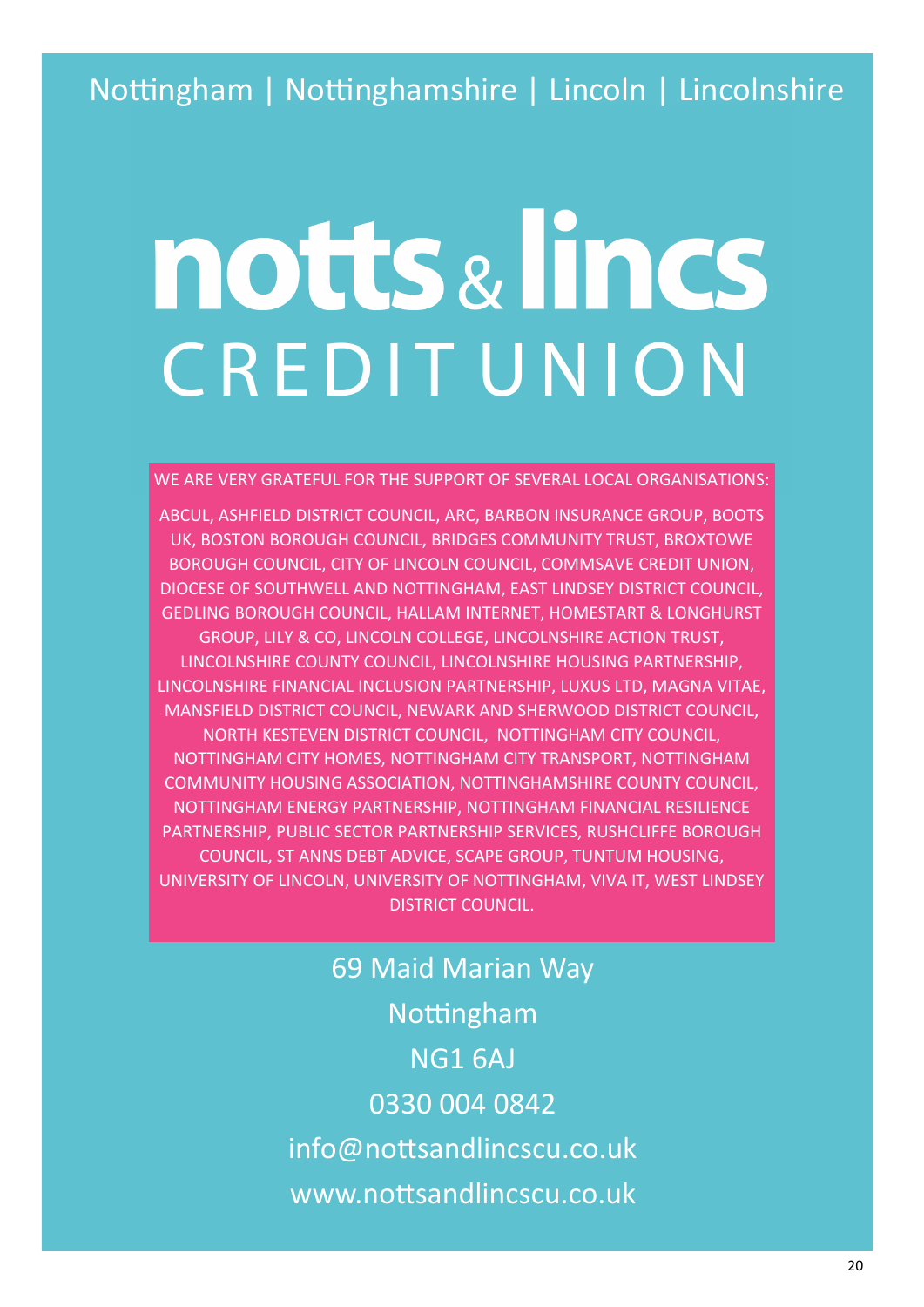Nottingham | Nottinghamshire | Lincoln | Lincolnshire

# notts & lincs CREDIT UNION

WE ARE VERY GRATEFUL FOR THE SUPPORT OF SEVERAL LOCAL ORGANISATIONS:

ABCUL, ASHFIELD DISTRICT COUNCIL, ARC, BARBON INSURANCE GROUP, BOOTS UK, BOSTON BOROUGH COUNCIL, BRIDGES COMMUNITY TRUST, BROXTOWE BOROUGH COUNCIL, CITY OF LINCOLN COUNCIL, COMMSAVE CREDIT UNION, DIOCESE OF SOUTHWELL AND NOTTINGHAM, EAST LINDSEY DISTRICT COUNCIL, GEDLING BOROUGH COUNCIL, HALLAM INTERNET, HOMESTART & LONGHURST GROUP, LILY & CO, LINCOLN COLLEGE, LINCOLNSHIRE ACTION TRUST, LINCOLNSHIRE COUNTY COUNCIL, LINCOLNSHIRE HOUSING PARTNERSHIP, LINCOLNSHIRE FINANCIAL INCLUSION PARTNERSHIP, LUXUS LTD, MAGNA VITAE, MANSFIELD DISTRICT COUNCIL, NEWARK AND SHERWOOD DISTRICT COUNCIL, NORTH KESTEVEN DISTRICT COUNCIL, NOTTINGHAM CITY COUNCIL, NOTTINGHAM CITY HOMES, NOTTINGHAM CITY TRANSPORT, NOTTINGHAM COMMUNITY HOUSING ASSOCIATION, NOTTINGHAMSHIRE COUNTY COUNCIL, NOTTINGHAM ENERGY PARTNERSHIP, NOTTINGHAM FINANCIAL RESILIENCE PARTNERSHIP, PUBLIC SECTOR PARTNERSHIP SERVICES, RUSHCLIFFE BOROUGH COUNCIL, ST ANNS DEBT ADVICE, SCAPE GROUP, TUNTUM HOUSING, UNIVERSITY OF LINCOLN, UNIVERSITY OF NOTTINGHAM, VIVA IT, WEST LINDSEY DISTRICT COUNCIL.

69 Maid Marian Way

Nottingham

NG1 6AJ

0330 004 0842

info@nottsandlincscu.co.uk

www.nottsandlincscu.co.uk